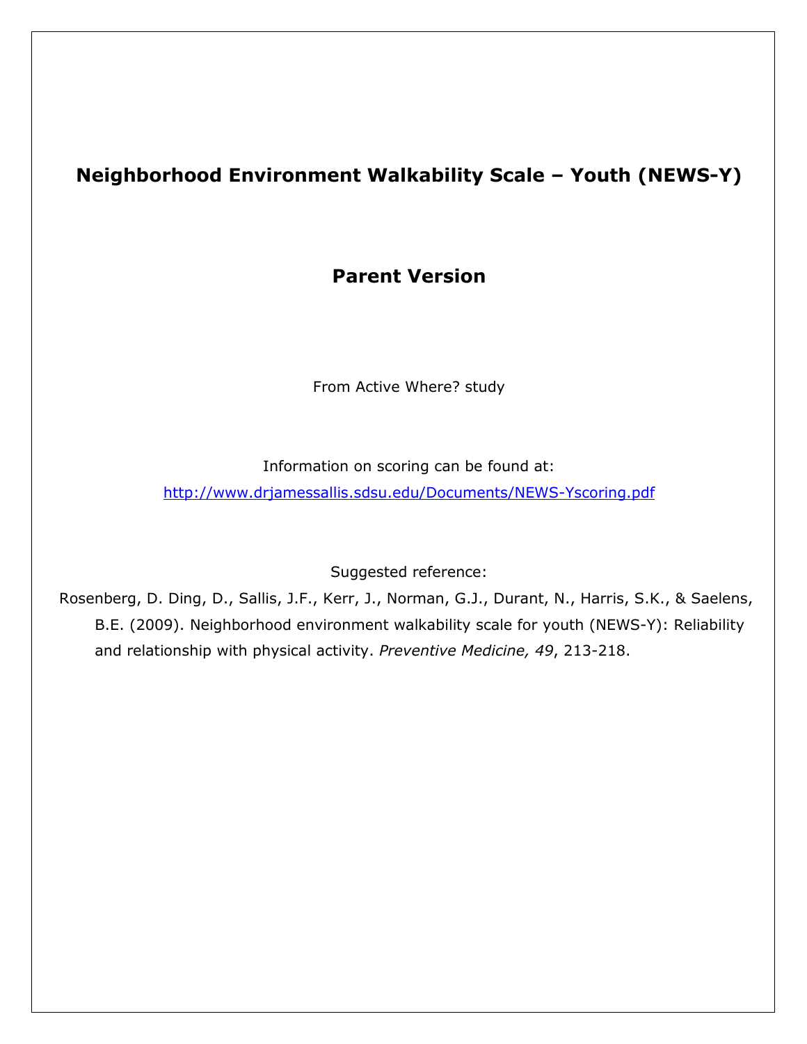# Neighborhood Environment Walkability Scale – Youth (NEWS-Y)

## Parent Version

From Active Where? study

Information on scoring can be found at:
[http://www.drjamessallis.sdsu.edu/Documents/NEWS-Yscoring.pdf](http://www.drjamessallis.sdsu.edu/Documents/NEWS-Yscoring.pdf)

Suggested reference:

Rosenberg, D. Ding, D., Sallis, J.F., Kerr, J., Norman, G.J., Durant, N., Harris, S.K., & Saelens, B.E. (2009). Neighborhood environment walkability scale for youth (NEWS-Y): Reliability and relationship with physical activity. *Preventive Medicine, 49*, 213-218.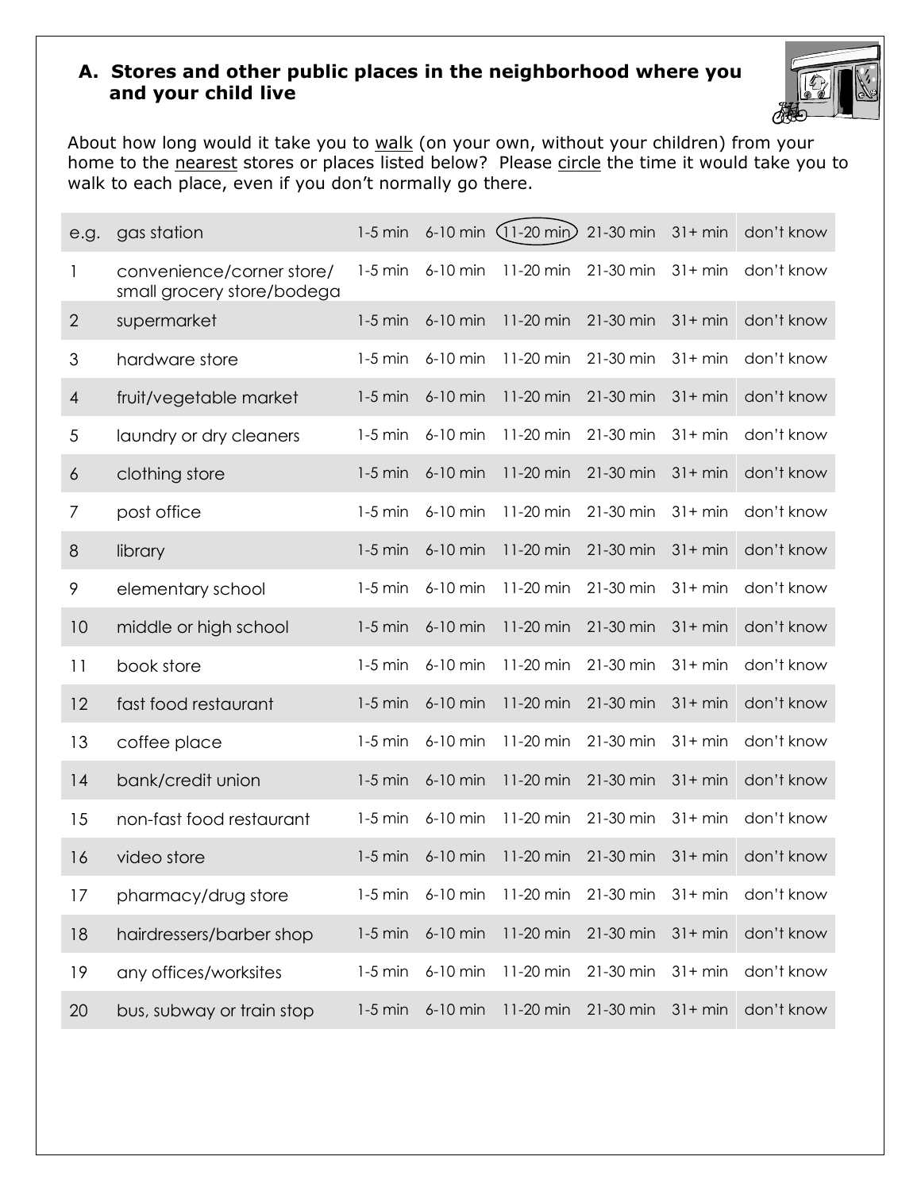## A. Stores and other public places in the neighborhood where you and your child live

About how long would it take you to walk (on your own, without your children) from your home to the nearest stores or places listed below? Please circle the time it would take you to walk to each place, even if you don't normally go there.

| | | | | | | | |
|---|---|---|---|---|---|---|---|
| e.g. | gas station | 1-5 min | 6-10 min | (11-20 min) | 21-30 min | 31+ min | don't know |
| 1 | convenience/corner store/ small grocery store/bodega | 1-5 min | 6-10 min | 11-20 min | 21-30 min | 31+ min | don't know |
| 2 | supermarket | 1-5 min | 6-10 min | 11-20 min | 21-30 min | 31+ min | don't know |
| 3 | hardware store | 1-5 min | 6-10 min | 11-20 min | 21-30 min | 31+ min | don't know |
| 4 | fruit/vegetable market | 1-5 min | 6-10 min | 11-20 min | 21-30 min | 31+ min | don't know |
| 5 | laundry or dry cleaners | 1-5 min | 6-10 min | 11-20 min | 21-30 min | 31+ min | don't know |
| 6 | clothing store | 1-5 min | 6-10 min | 11-20 min | 21-30 min | 31+ min | don't know |
| 7 | post office | 1-5 min | 6-10 min | 11-20 min | 21-30 min | 31+ min | don't know |
| 8 | library | 1-5 min | 6-10 min | 11-20 min | 21-30 min | 31+ min | don't know |
| 9 | elementary school | 1-5 min | 6-10 min | 11-20 min | 21-30 min | 31+ min | don't know |
| 10 | middle or high school | 1-5 min | 6-10 min | 11-20 min | 21-30 min | 31+ min | don't know |
| 11 | book store | 1-5 min | 6-10 min | 11-20 min | 21-30 min | 31+ min | don't know |
| 12 | fast food restaurant | 1-5 min | 6-10 min | 11-20 min | 21-30 min | 31+ min | don't know |
| 13 | coffee place | 1-5 min | 6-10 min | 11-20 min | 21-30 min | 31+ min | don't know |
| 14 | bank/credit union | 1-5 min | 6-10 min | 11-20 min | 21-30 min | 31+ min | don't know |
| 15 | non-fast food restaurant | 1-5 min | 6-10 min | 11-20 min | 21-30 min | 31+ min | don't know |
| 16 | video store | 1-5 min | 6-10 min | 11-20 min | 21-30 min | 31+ min | don't know |
| 17 | pharmacy/drug store | 1-5 min | 6-10 min | 11-20 min | 21-30 min | 31+ min | don't know |
| 18 | hairdressers/barber shop | 1-5 min | 6-10 min | 11-20 min | 21-30 min | 31+ min | don't know |
| 19 | any offices/worksites | 1-5 min | 6-10 min | 11-20 min | 21-30 min | 31+ min | don't know |
| 20 | bus, subway or train stop | 1-5 min | 6-10 min | 11-20 min | 21-30 min | 31+ min | don't know |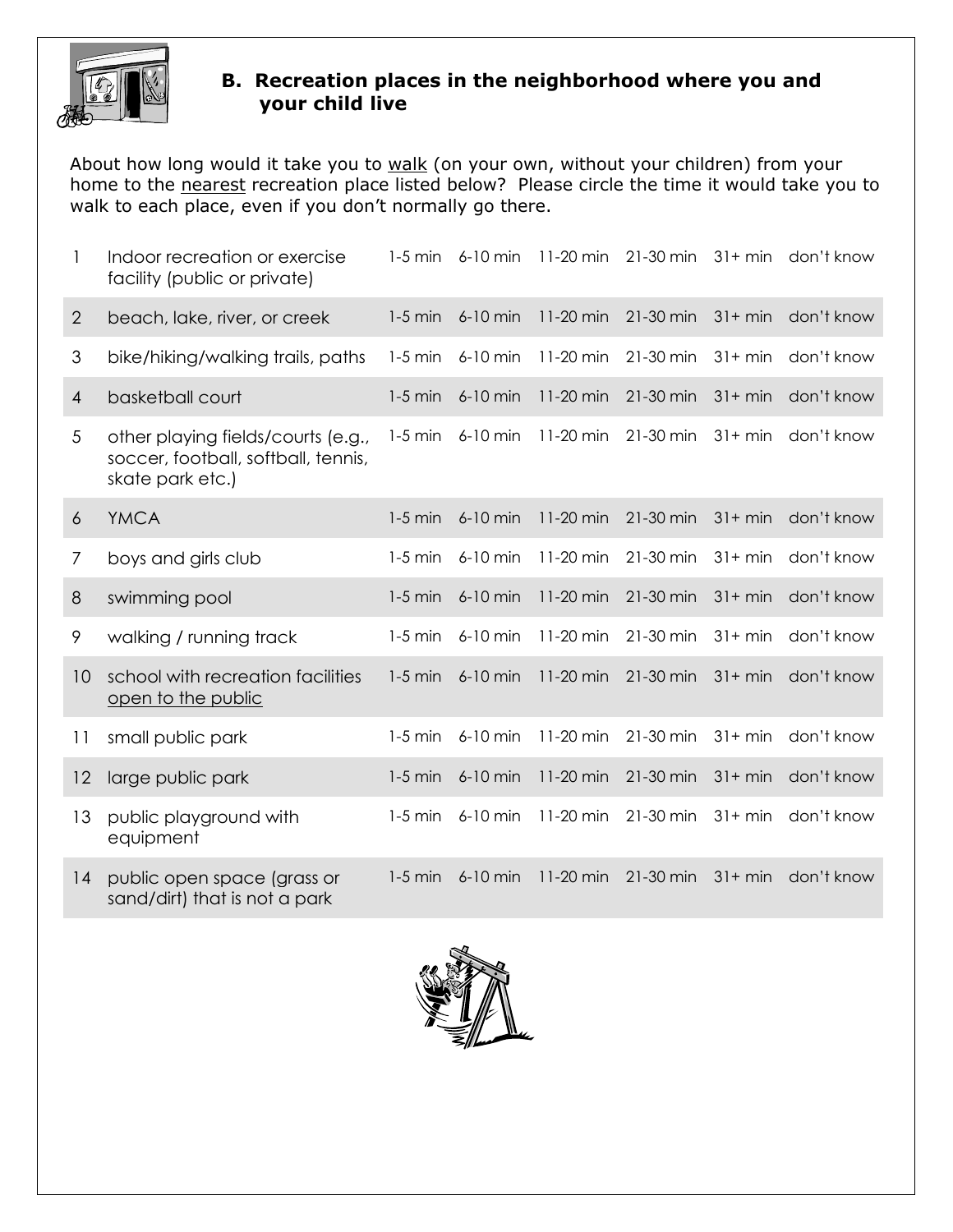## B. Recreation places in the neighborhood where you and your child live

About how long would it take you to <u>walk</u> (on your own, without your children) from your home to the <u>nearest</u> recreation place listed below? Please circle the time it would take you to walk to each place, even if you don't normally go there.

| | | | | | | | |
|---|---|---|---|---|---|---|---|
| 1 | Indoor recreation or exercise facility (public or private) | 1-5 min | 6-10 min | 11-20 min | 21-30 min | 31+ min | don't know |
| 2 | beach, lake, river, or creek | 1-5 min | 6-10 min | 11-20 min | 21-30 min | 31+ min | don't know |
| 3 | bike/hiking/walking trails, paths | 1-5 min | 6-10 min | 11-20 min | 21-30 min | 31+ min | don't know |
| 4 | basketball court | 1-5 min | 6-10 min | 11-20 min | 21-30 min | 31+ min | don't know |
| 5 | other playing fields/courts (e.g., soccer, football, softball, tennis, skate park etc.) | 1-5 min | 6-10 min | 11-20 min | 21-30 min | 31+ min | don't know |
| 6 | YMCA | 1-5 min | 6-10 min | 11-20 min | 21-30 min | 31+ min | don't know |
| 7 | boys and girls club | 1-5 min | 6-10 min | 11-20 min | 21-30 min | 31+ min | don't know |
| 8 | swimming pool | 1-5 min | 6-10 min | 11-20 min | 21-30 min | 31+ min | don't know |
| 9 | walking / running track | 1-5 min | 6-10 min | 11-20 min | 21-30 min | 31+ min | don't know |
| 10 | school with recreation facilities <u>open to the public</u> | 1-5 min | 6-10 min | 11-20 min | 21-30 min | 31+ min | don't know |
| 11 | small public park | 1-5 min | 6-10 min | 11-20 min | 21-30 min | 31+ min | don't know |
| 12 | large public park | 1-5 min | 6-10 min | 11-20 min | 21-30 min | 31+ min | don't know |
| 13 | public playground with equipment | 1-5 min | 6-10 min | 11-20 min | 21-30 min | 31+ min | don't know |
| 14 | public open space (grass or sand/dirt) that is not a park | 1-5 min | 6-10 min | 11-20 min | 21-30 min | 31+ min | don't know |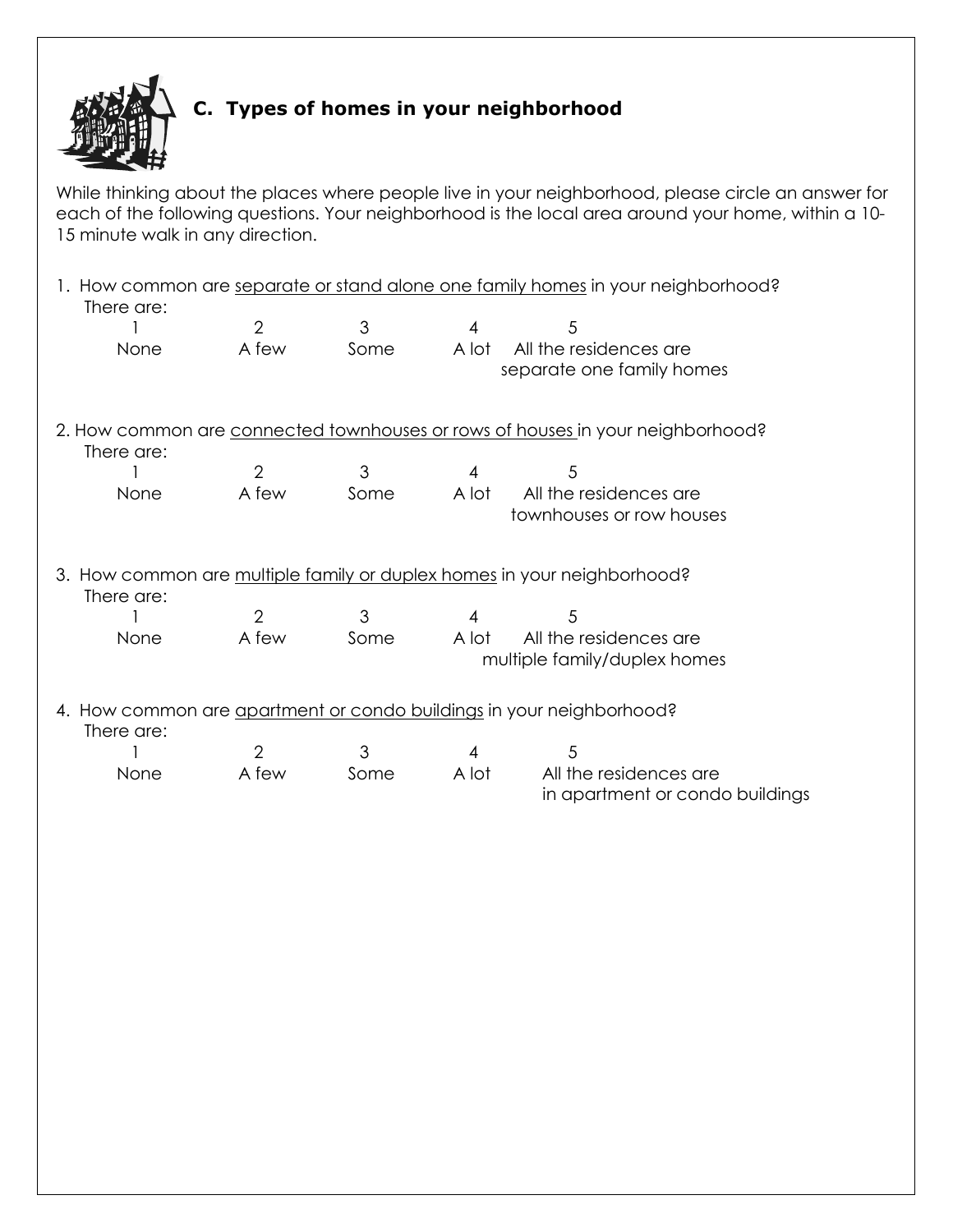## C. Types of homes in your neighborhood

While thinking about the places where people live in your neighborhood, please circle an answer for each of the following questions. Your neighborhood is the local area around your home, within a 10-15 minute walk in any direction.

1. How common are <u>separate or stand alone one family homes</u> in your neighborhood?
   There are:

| 1 | 2 | 3 | 4 | 5 |
|---|---|---|---|---|
| None | A few | Some | A lot | All the residences are separate one family homes |

2. How common are <u>connected townhouses or rows of houses</u> in your neighborhood?
   There are:

| 1 | 2 | 3 | 4 | 5 |
|---|---|---|---|---|
| None | A few | Some | A lot | All the residences are townhouses or row houses |

3. How common are <u>multiple family or duplex homes</u> in your neighborhood?
   There are:

| 1 | 2 | 3 | 4 | 5 |
|---|---|---|---|---|
| None | A few | Some | A lot | All the residences are multiple family/duplex homes |

4. How common are <u>apartment or condo buildings</u> in your neighborhood?
   There are:

| 1 | 2 | 3 | 4 | 5 |
|---|---|---|---|---|
| None | A few | Some | A lot | All the residences are in apartment or condo buildings |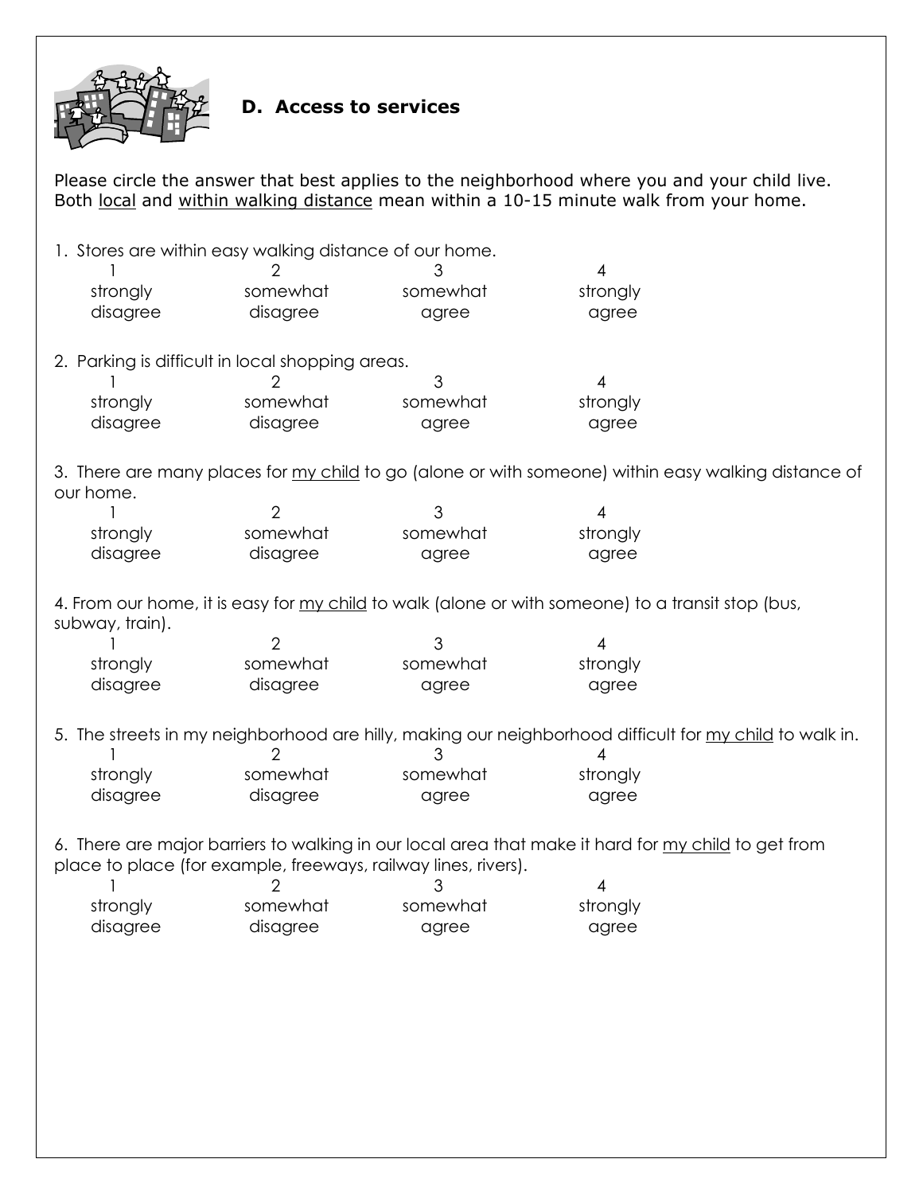## D. Access to services

Please circle the answer that best applies to the neighborhood where you and your child live. Both <u>local</u> and <u>within walking distance</u> mean within a 10-15 minute walk from your home.

1. Stores are within easy walking distance of our home.

| 1 | 2 | 3 | 4 |
|---|---|---|---|
| strongly disagree | somewhat disagree | somewhat agree | strongly agree |

2. Parking is difficult in local shopping areas.

| 1 | 2 | 3 | 4 |
|---|---|---|---|
| strongly disagree | somewhat disagree | somewhat agree | strongly agree |

3. There are many places for <u>my child</u> to go (alone or with someone) within easy walking distance of our home.

| 1 | 2 | 3 | 4 |
|---|---|---|---|
| strongly disagree | somewhat disagree | somewhat agree | strongly agree |

4. From our home, it is easy for <u>my child</u> to walk (alone or with someone) to a transit stop (bus, subway, train).

| 1 | 2 | 3 | 4 |
|---|---|---|---|
| strongly disagree | somewhat disagree | somewhat agree | strongly agree |

5. The streets in my neighborhood are hilly, making our neighborhood difficult for <u>my child</u> to walk in.

| 1 | 2 | 3 | 4 |
|---|---|---|---|
| strongly disagree | somewhat disagree | somewhat agree | strongly agree |

6. There are major barriers to walking in our local area that make it hard for <u>my child</u> to get from place to place (for example, freeways, railway lines, rivers).

| 1 | 2 | 3 | 4 |
|---|---|---|---|
| strongly disagree | somewhat disagree | somewhat agree | strongly agree |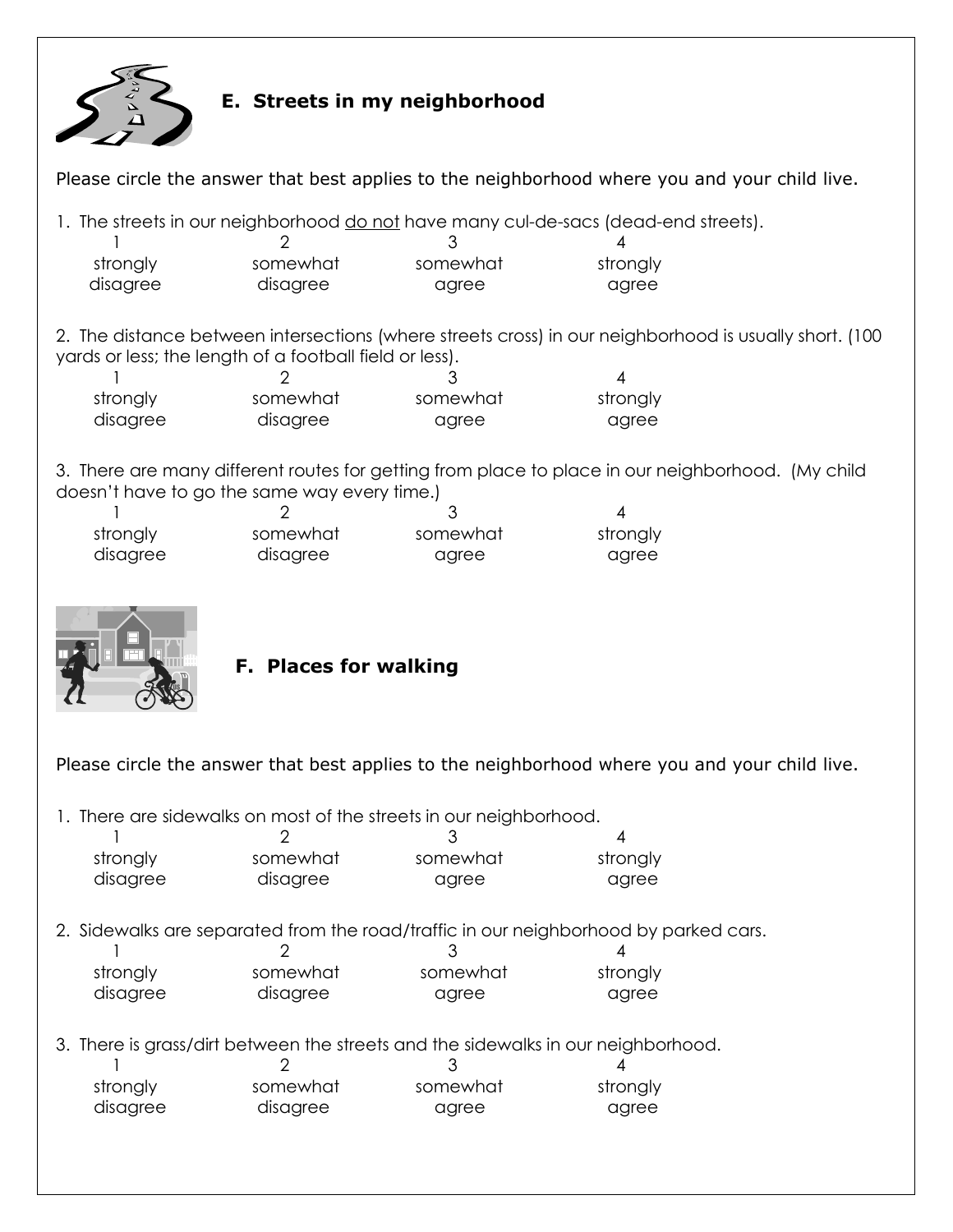## E. Streets in my neighborhood

Please circle the answer that best applies to the neighborhood where you and your child live.

1. The streets in our neighborhood do not have many cul-de-sacs (dead-end streets).

| 1 | 2 | 3 | 4 |
|---|---|---|---|
| strongly disagree | somewhat disagree | somewhat agree | strongly agree |

2. The distance between intersections (where streets cross) in our neighborhood is usually short. (100 yards or less; the length of a football field or less).

| 1 | 2 | 3 | 4 |
|---|---|---|---|
| strongly disagree | somewhat disagree | somewhat agree | strongly agree |

3. There are many different routes for getting from place to place in our neighborhood. (My child doesn't have to go the same way every time.)

| 1 | 2 | 3 | 4 |
|---|---|---|---|
| strongly disagree | somewhat disagree | somewhat agree | strongly agree |

## F. Places for walking

Please circle the answer that best applies to the neighborhood where you and your child live.

1. There are sidewalks on most of the streets in our neighborhood.

| 1 | 2 | 3 | 4 |
|---|---|---|---|
| strongly disagree | somewhat disagree | somewhat agree | strongly agree |

2. Sidewalks are separated from the road/traffic in our neighborhood by parked cars.

| 1 | 2 | 3 | 4 |
|---|---|---|---|
| strongly disagree | somewhat disagree | somewhat agree | strongly agree |

3. There is grass/dirt between the streets and the sidewalks in our neighborhood.

| 1 | 2 | 3 | 4 |
|---|---|---|---|
| strongly disagree | somewhat disagree | somewhat agree | strongly agree |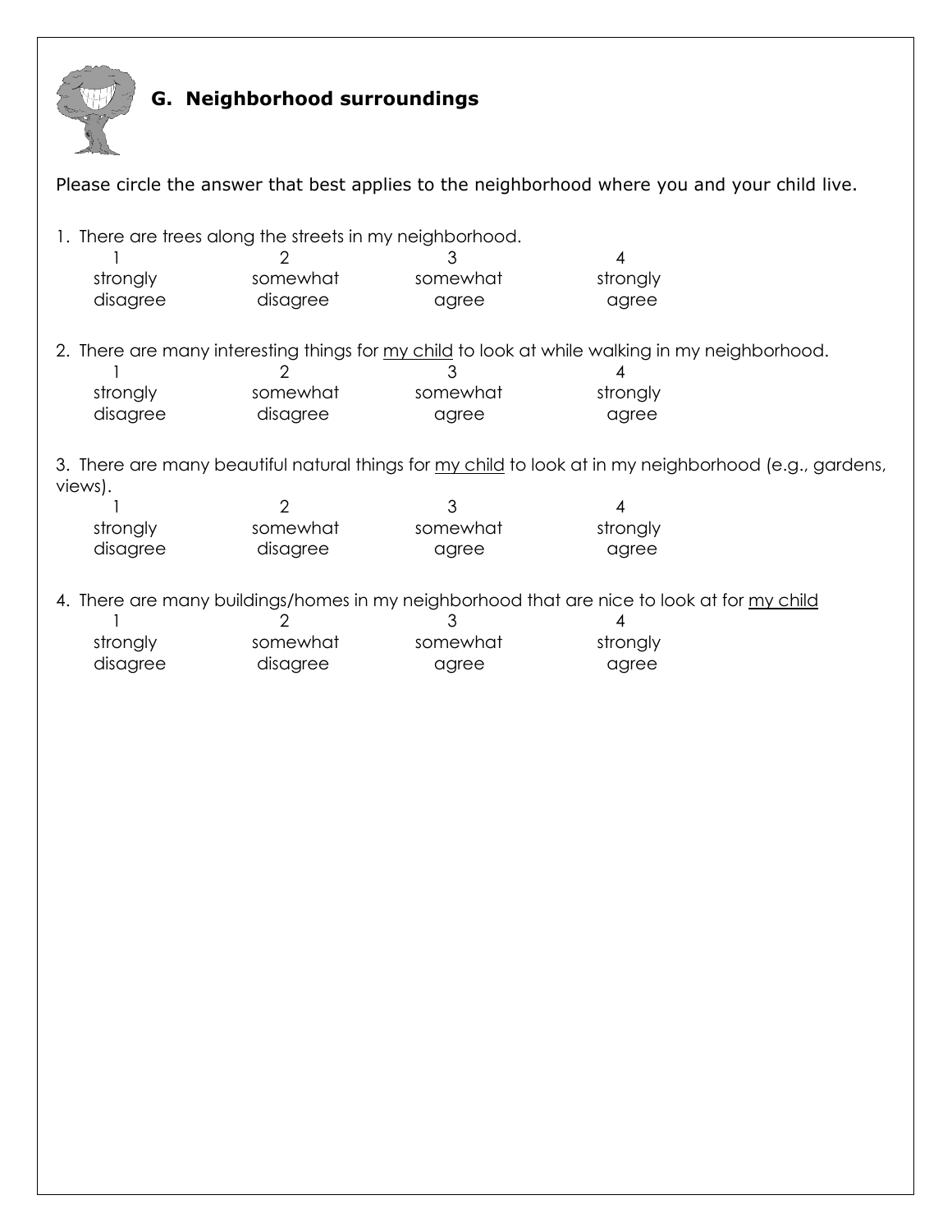## G. Neighborhood surroundings

Please circle the answer that best applies to the neighborhood where you and your child live.

1. There are trees along the streets in my neighborhood.

| 1 | 2 | 3 | 4 |
|---|---|---|---|
| strongly disagree | somewhat disagree | somewhat agree | strongly agree |

2. There are many interesting things for my child to look at while walking in my neighborhood.

| 1 | 2 | 3 | 4 |
|---|---|---|---|
| strongly disagree | somewhat disagree | somewhat agree | strongly agree |

3. There are many beautiful natural things for my child to look at in my neighborhood (e.g., gardens, views).

| 1 | 2 | 3 | 4 |
|---|---|---|---|
| strongly disagree | somewhat disagree | somewhat agree | strongly agree |

4. There are many buildings/homes in my neighborhood that are nice to look at for my child

| 1 | 2 | 3 | 4 |
|---|---|---|---|
| strongly disagree | somewhat disagree | somewhat agree | strongly agree |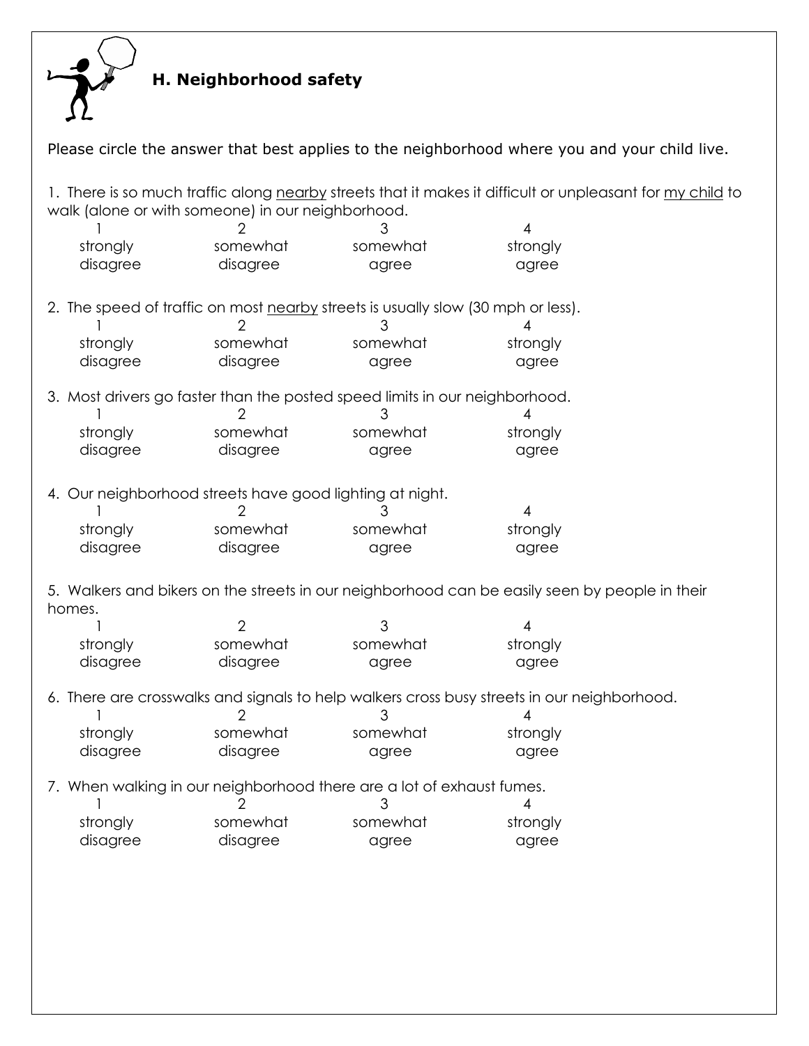## H. Neighborhood safety

Please circle the answer that best applies to the neighborhood where you and your child live.

1. There is so much traffic along <u>nearby</u> streets that it makes it difficult or unpleasant for <u>my child</u> to walk (alone or with someone) in our neighborhood.

| 1 | 2 | 3 | 4 |
|---|---|---|---|
| strongly disagree | somewhat disagree | somewhat agree | strongly agree |

2. The speed of traffic on most <u>nearby</u> streets is usually slow (30 mph or less).

| 1 | 2 | 3 | 4 |
|---|---|---|---|
| strongly disagree | somewhat disagree | somewhat agree | strongly agree |

3. Most drivers go faster than the posted speed limits in our neighborhood.

| 1 | 2 | 3 | 4 |
|---|---|---|---|
| strongly disagree | somewhat disagree | somewhat agree | strongly agree |

4. Our neighborhood streets have good lighting at night.

| 1 | 2 | 3 | 4 |
|---|---|---|---|
| strongly disagree | somewhat disagree | somewhat agree | strongly agree |

5. Walkers and bikers on the streets in our neighborhood can be easily seen by people in their homes.

| 1 | 2 | 3 | 4 |
|---|---|---|---|
| strongly disagree | somewhat disagree | somewhat agree | strongly agree |

6. There are crosswalks and signals to help walkers cross busy streets in our neighborhood.

| 1 | 2 | 3 | 4 |
|---|---|---|---|
| strongly disagree | somewhat disagree | somewhat agree | strongly agree |

7. When walking in our neighborhood there are a lot of exhaust fumes.

| 1 | 2 | 3 | 4 |
|---|---|---|---|
| strongly disagree | somewhat disagree | somewhat agree | strongly agree |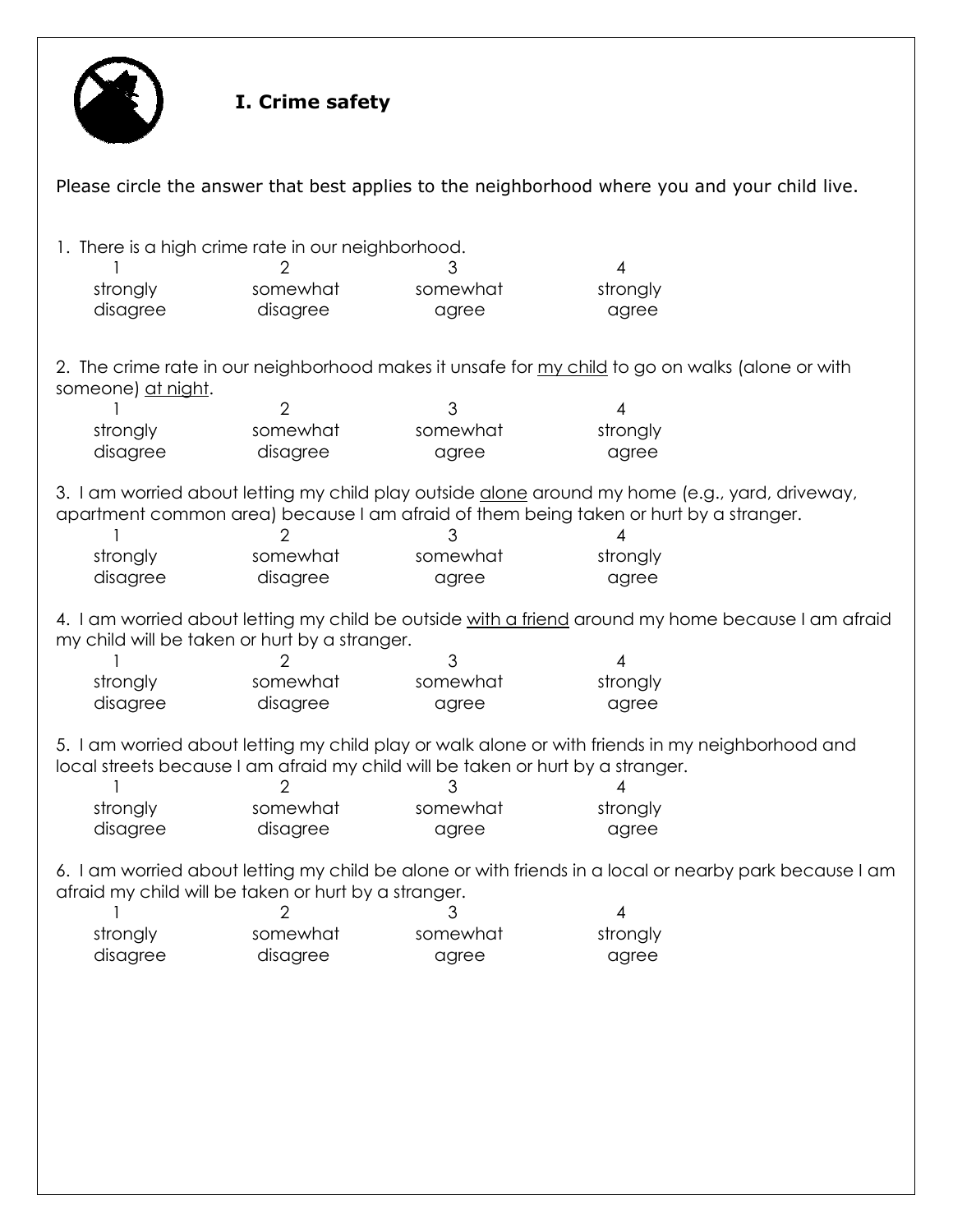## I. Crime safety

Please circle the answer that best applies to the neighborhood where you and your child live.

1. There is a high crime rate in our neighborhood.

| 1 | 2 | 3 | 4 |
|---|---|---|---|
| strongly disagree | somewhat disagree | somewhat agree | strongly agree |

2. The crime rate in our neighborhood makes it unsafe for <u>my child</u> to go on walks (alone or with someone) <u>at night</u>.

| 1 | 2 | 3 | 4 |
|---|---|---|---|
| strongly disagree | somewhat disagree | somewhat agree | strongly agree |

3. I am worried about letting my child play outside <u>alone</u> around my home (e.g., yard, driveway, apartment common area) because I am afraid of them being taken or hurt by a stranger.

| 1 | 2 | 3 | 4 |
|---|---|---|---|
| strongly disagree | somewhat disagree | somewhat agree | strongly agree |

4. I am worried about letting my child be outside <u>with a friend</u> around my home because I am afraid my child will be taken or hurt by a stranger.

| 1 | 2 | 3 | 4 |
|---|---|---|---|
| strongly disagree | somewhat disagree | somewhat agree | strongly agree |

5. I am worried about letting my child play or walk alone or with friends in my neighborhood and local streets because I am afraid my child will be taken or hurt by a stranger.

| 1 | 2 | 3 | 4 |
|---|---|---|---|
| strongly disagree | somewhat disagree | somewhat agree | strongly agree |

6. I am worried about letting my child be alone or with friends in a local or nearby park because I am afraid my child will be taken or hurt by a stranger.

| 1 | 2 | 3 | 4 |
|---|---|---|---|
| strongly disagree | somewhat disagree | somewhat agree | strongly agree |